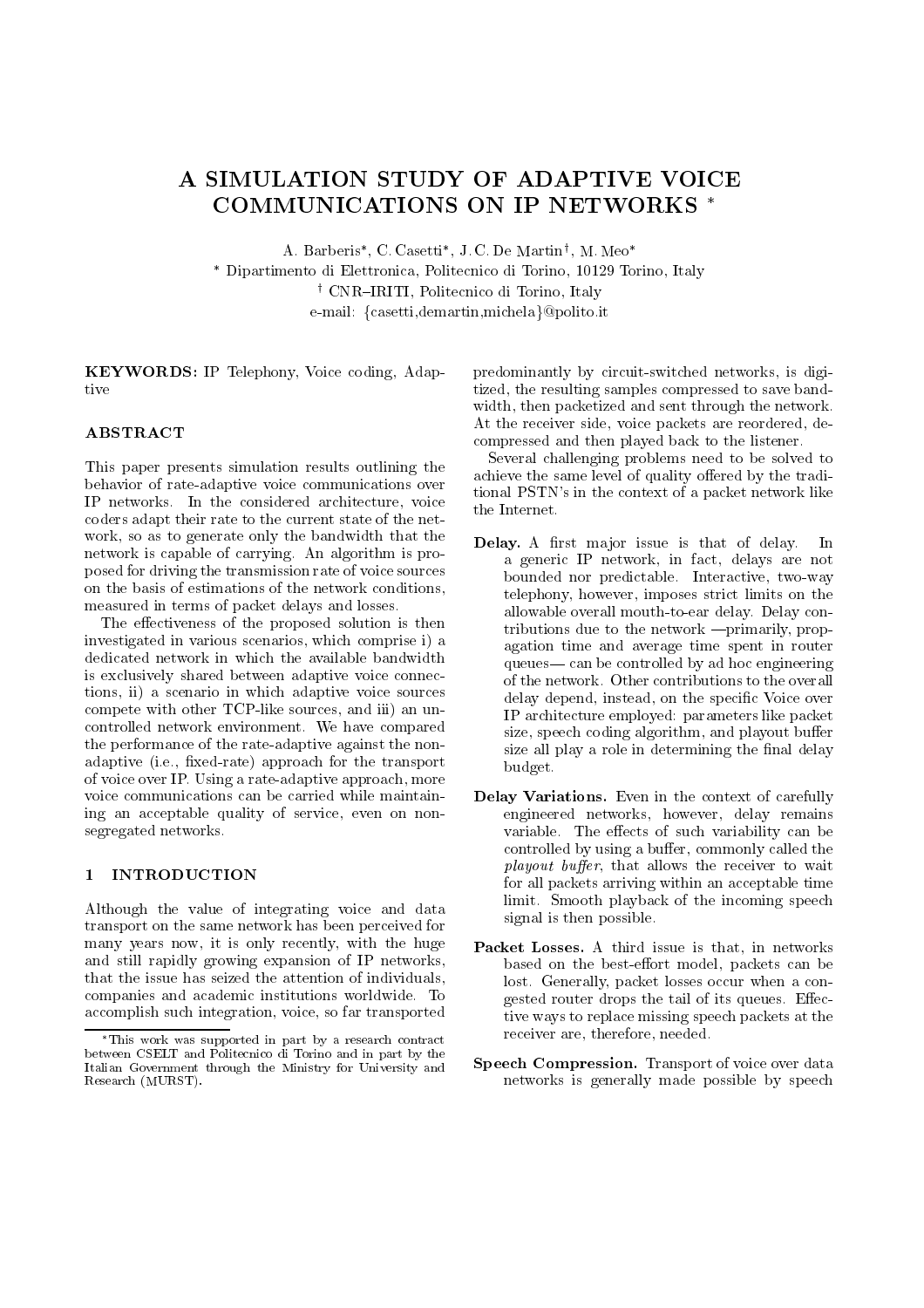# A SIMULATION STUDY OF ADAPTIVE VOICE COMMUNICATIONS ON IP NETWORKS *

A. Barberis*, C. Casetti*, J.C. De Martin†, M. Meo*

* Dipartimento di Elettronica, Politecnico di Torino, 10129 Torino, Italy

† CNR–IRITI, Politecnico di Torino, Italy

e-mail: {casetti,demartin,michela}@polito.it

**KEYWORDS:** IP Telephony, Voice coding, Adaptive

## ABSTRACT

This paper presents simulation results outlining the behavior of rate-adaptive voice communications over IP networks. In the considered architecture, voice coders adapt their rate to the current state of the network, so as to generate only the bandwidth that the network is capable of carrying. An algorithm is proposed for driving the transmission rate of voice sources on the basis of estimations of the network conditions, measured in terms of packet delays and losses.

The effectiveness of the proposed solution is then investigated in various scenarios, which comprise i) a dedicated network in which the available bandwidth is exclusively shared between adaptive voice connections, ii) a scenario in which adaptive voice sources compete with other TCP-like sources, and iii) an uncontrolled network environment. We have compared the performance of the rate-adaptive against the non-adaptive (i.e., fixed-rate) approach for the transport of voice over IP. Using a rate-adaptive approach, more voice communications can be carried while maintaining an acceptable quality of service, even on non-segregated networks.

## 1 INTRODUCTION

Although the value of integrating voice and data transport on the same network has been perceived for many years now, it is only recently, with the huge and still rapidly growing expansion of IP networks, that the issue has seized the attention of individuals, companies and academic institutions worldwide. To accomplish such integration, voice, so far transported predominantly by circuit-switched networks, is digitized, the resulting samples compressed to save bandwidth, then packetized and sent through the network. At the receiver side, voice packets are reordered, decompressed and then played back to the listener.

Several challenging problems need to be solved to achieve the same level of quality offered by the traditional PSTN's in the context of a packet network like the Internet.

- **Delay.** A first major issue is that of delay. In a generic IP network, in fact, delays are not bounded nor predictable. Interactive, two-way telephony, however, imposes strict limits on the allowable overall mouth-to-ear delay. Delay contributions due to the network —primarily, propagation time and average time spent in router queues— can be controlled by ad hoc engineering of the network. Other contributions to the overall delay depend, instead, on the specific Voice over IP architecture employed: parameters like packet size, speech coding algorithm, and playout buffer size all play a role in determining the final delay budget.

- **Delay Variations.** Even in the context of carefully engineered networks, however, delay remains variable. The effects of such variability can be controlled by using a buffer, commonly called the *playout buffer*, that allows the receiver to wait for all packets arriving within an acceptable time limit. Smooth playback of the incoming speech signal is then possible.

- **Packet Losses.** A third issue is that, in networks based on the best-effort model, packets can be lost. Generally, packet losses occur when a congested router drops the tail of its queues. Effective ways to replace missing speech packets at the receiver are, therefore, needed.

- **Speech Compression.** Transport of voice over data networks is generally made possible by speech

*This work was supported in part by a research contract between CSELT and Politecnico di Torino and in part by the Italian Government through the Ministry for University and Research (MURST).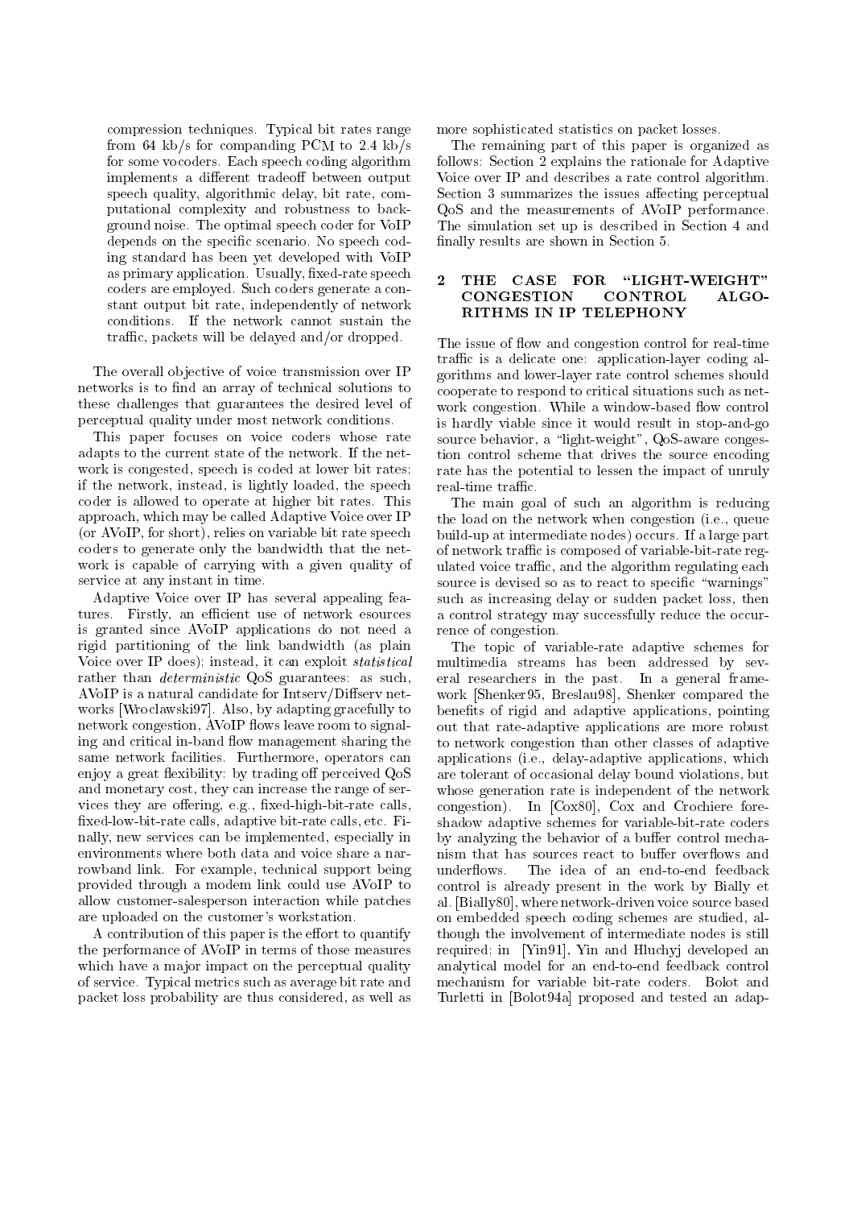compression techniques. Typical bit rates range from 64 kb/s for companding PCM to 2.4 kb/s for some vocoders. Each speech coding algorithm implements a different tradeoff between output speech quality, algorithmic delay, bit rate, computational complexity and robustness to background noise. The optimal speech coder for VoIP depends on the specific scenario. No speech coding standard has been yet developed with VoIP as primary application. Usually, fixed-rate speech coders are employed. Such coders generate a constant output bit rate, independently of network conditions. If the network cannot sustain the traffic, packets will be delayed and/or dropped.

The overall objective of voice transmission over IP networks is to find an array of technical solutions to these challenges that guarantees the desired level of perceptual quality under most network conditions.

This paper focuses on voice coders whose rate adapts to the current state of the network. If the network is congested, speech is coded at lower bit rates; if the network, instead, is lightly loaded, the speech coder is allowed to operate at higher bit rates. This approach, which may be called Adaptive Voice over IP (or AVoIP, for short), relies on variable bit rate speech coders to generate only the bandwidth that the network is capable of carrying with a given quality of service at any instant in time.

Adaptive Voice over IP has several appealing features. Firstly, an efficient use of network esources is granted since AVoIP applications do not need a rigid partitioning of the link bandwidth (as plain Voice over IP does); instead, it can exploit *statistical* rather than *deterministic* QoS guarantees: as such, AVoIP is a natural candidate for Intserv/Diffserv networks [Wroclawski97]. Also, by adapting gracefully to network congestion, AVoIP flows leave room to signaling and critical in-band flow management sharing the same network facilities. Furthermore, operators can enjoy a great flexibility: by trading off perceived QoS and monetary cost, they can increase the range of services they are offering, e.g., fixed-high-bit-rate calls, fixed-low-bit-rate calls, adaptive bit-rate calls, etc. Finally, new services can be implemented, especially in environments where both data and voice share a narrowband link. For example, technical support being provided through a modem link could use AVoIP to allow customer-salesperson interaction while patches are uploaded on the customer's workstation.

A contribution of this paper is the effort to quantify the performance of AVoIP in terms of those measures which have a major impact on the perceptual quality of service. Typical metrics such as average bit rate and packet loss probability are thus considered, as well as more sophisticated statistics on packet losses.

The remaining part of this paper is organized as follows: Section 2 explains the rationale for Adaptive Voice over IP and describes a rate control algorithm. Section 3 summarizes the issues affecting perceptual QoS and the measurements of AVoIP performance. The simulation set up is described in Section 4 and finally results are shown in Section 5.

## 2 THE CASE FOR "LIGHT-WEIGHT" CONGESTION CONTROL ALGORITHMS IN IP TELEPHONY

The issue of flow and congestion control for real-time traffic is a delicate one: application-layer coding algorithms and lower-layer rate control schemes should cooperate to respond to critical situations such as network congestion. While a window-based flow control is hardly viable since it would result in stop-and-go source behavior, a "light-weight", QoS-aware congestion control scheme that drives the source encoding rate has the potential to lessen the impact of unruly real-time traffic.

The main goal of such an algorithm is reducing the load on the network when congestion (i.e., queue build-up at intermediate nodes) occurs. If a large part of network traffic is composed of variable-bit-rate regulated voice traffic, and the algorithm regulating each source is devised so as to react to specific "warnings" such as increasing delay or sudden packet loss, then a control strategy may successfully reduce the occurrence of congestion.

The topic of variable-rate adaptive schemes for multimedia streams has been addressed by several researchers in the past. In a general framework [Shenker95, Breslau98], Shenker compared the benefits of rigid and adaptive applications, pointing out that rate-adaptive applications are more robust to network congestion than other classes of adaptive applications (i.e., delay-adaptive applications, which are tolerant of occasional delay bound violations, but whose generation rate is independent of the network congestion). In [Cox80], Cox and Crochiere foreshadow adaptive schemes for variable-bit-rate coders by analyzing the behavior of a buffer control mechanism that has sources react to buffer overflows and underflows. The idea of an end-to-end feedback control is already present in the work by Bially et al. [Bially80], where network-driven voice source based on embedded speech coding schemes are studied, although the involvement of intermediate nodes is still required; in [Yin91], Yin and Hluchyj developed an analytical model for an end-to-end feedback control mechanism for variable bit-rate coders. Bolot and Turletti in [Bolot94a] proposed and tested an adap-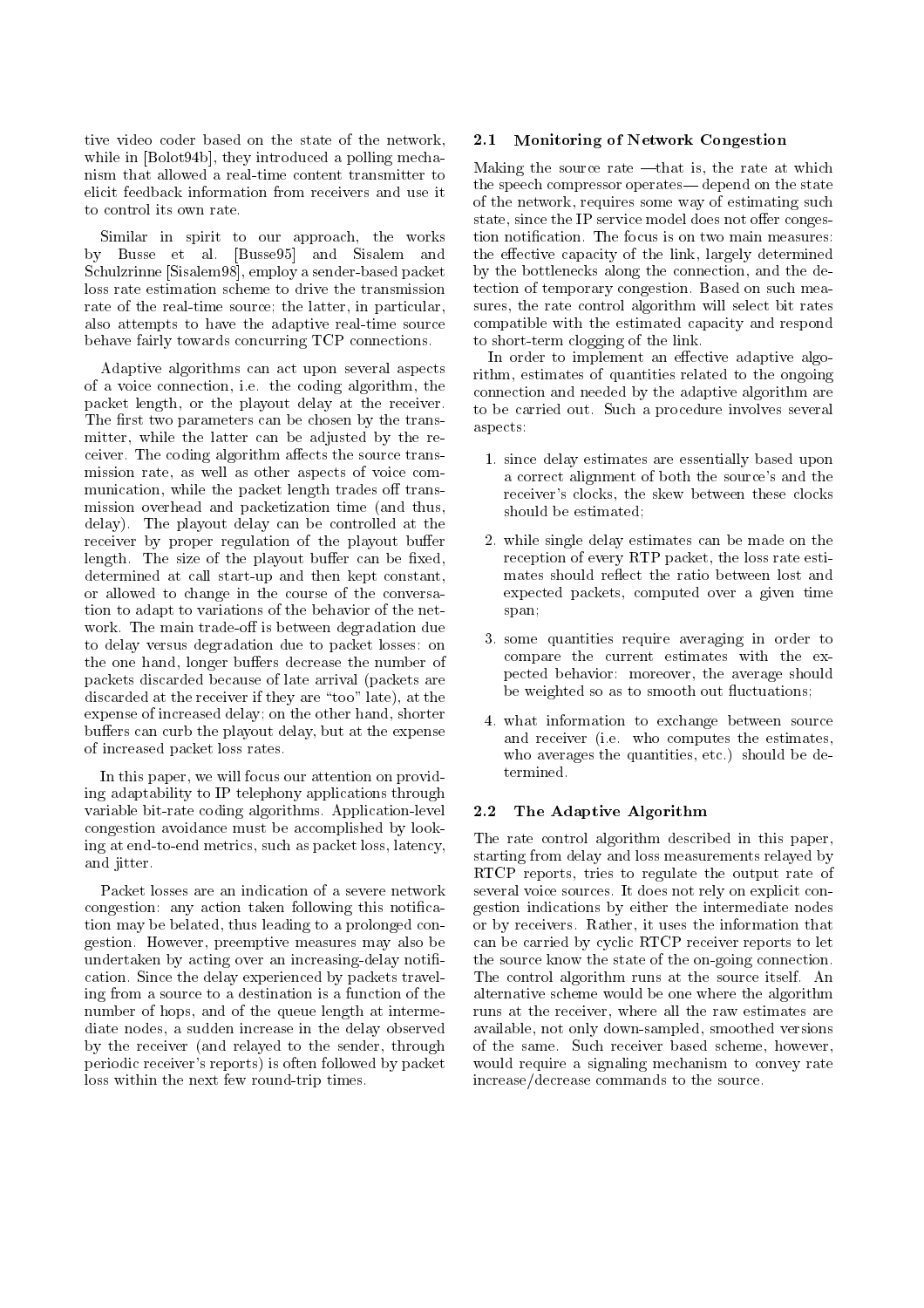tive video coder based on the state of the network, while in [Bolot94b], they introduced a polling mechanism that allowed a real-time content transmitter to elicit feedback information from receivers and use it to control its own rate.

Similar in spirit to our approach, the works by Busse et al. [Busse95] and Sisalem and Schulzrinne [Sisalem98], employ a sender-based packet loss rate estimation scheme to drive the transmission rate of the real-time source; the latter, in particular, also attempts to have the adaptive real-time source behave fairly towards concurring TCP connections.

Adaptive algorithms can act upon several aspects of a voice connection, i.e. the coding algorithm, the packet length, or the playout delay at the receiver. The first two parameters can be chosen by the transmitter, while the latter can be adjusted by the receiver. The coding algorithm affects the source transmission rate, as well as other aspects of voice communication, while the packet length trades off transmission overhead and packetization time (and thus, delay). The playout delay can be controlled at the receiver by proper regulation of the playout buffer length. The size of the playout buffer can be fixed, determined at call start-up and then kept constant, or allowed to change in the course of the conversation to adapt to variations of the behavior of the network. The main trade-off is between degradation due to delay versus degradation due to packet losses: on the one hand, longer buffers decrease the number of packets discarded because of late arrival (packets are discarded at the receiver if they are "too" late), at the expense of increased delay; on the other hand, shorter buffers can curb the playout delay, but at the expense of increased packet loss rates.

In this paper, we will focus our attention on providing adaptability to IP telephony applications through variable bit-rate coding algorithms. Application-level congestion avoidance must be accomplished by looking at end-to-end metrics, such as packet loss, latency, and jitter.

Packet losses are an indication of a severe network congestion: any action taken following this notification may be belated, thus leading to a prolonged congestion. However, preemptive measures may also be undertaken by acting over an increasing-delay notification. Since the delay experienced by packets traveling from a source to a destination is a function of the number of hops, and of the queue length at intermediate nodes, a sudden increase in the delay observed by the receiver (and relayed to the sender, through periodic receiver's reports) is often followed by packet loss within the next few round-trip times.

### 2.1 Monitoring of Network Congestion

Making the source rate —that is, the rate at which the speech compressor operates— depend on the state of the network, requires some way of estimating such state, since the IP service model does not offer congestion notification. The focus is on two main measures: the effective capacity of the link, largely determined by the bottlenecks along the connection, and the detection of temporary congestion. Based on such measures, the rate control algorithm will select bit rates compatible with the estimated capacity and respond to short-term clogging of the link.

In order to implement an effective adaptive algorithm, estimates of quantities related to the ongoing connection and needed by the adaptive algorithm are to be carried out. Such a procedure involves several aspects:

1. since delay estimates are essentially based upon a correct alignment of both the source's and the receiver's clocks, the skew between these clocks should be estimated;
2. while single delay estimates can be made on the reception of every RTP packet, the loss rate estimates should reflect the ratio between lost and expected packets, computed over a given time span;
3. some quantities require averaging in order to compare the current estimates with the expected behavior: moreover, the average should be weighted so as to smooth out fluctuations;
4. what information to exchange between source and receiver (i.e. who computes the estimates, who averages the quantities, etc.) should be determined.

### 2.2 The Adaptive Algorithm

The rate control algorithm described in this paper, starting from delay and loss measurements relayed by RTCP reports, tries to regulate the output rate of several voice sources. It does not rely on explicit congestion indications by either the intermediate nodes or by receivers. Rather, it uses the information that can be carried by cyclic RTCP receiver reports to let the source know the state of the on-going connection. The control algorithm runs at the source itself. An alternative scheme would be one where the algorithm runs at the receiver, where all the raw estimates are available, not only down-sampled, smoothed versions of the same. Such receiver based scheme, however, would require a signaling mechanism to convey rate increase/decrease commands to the source.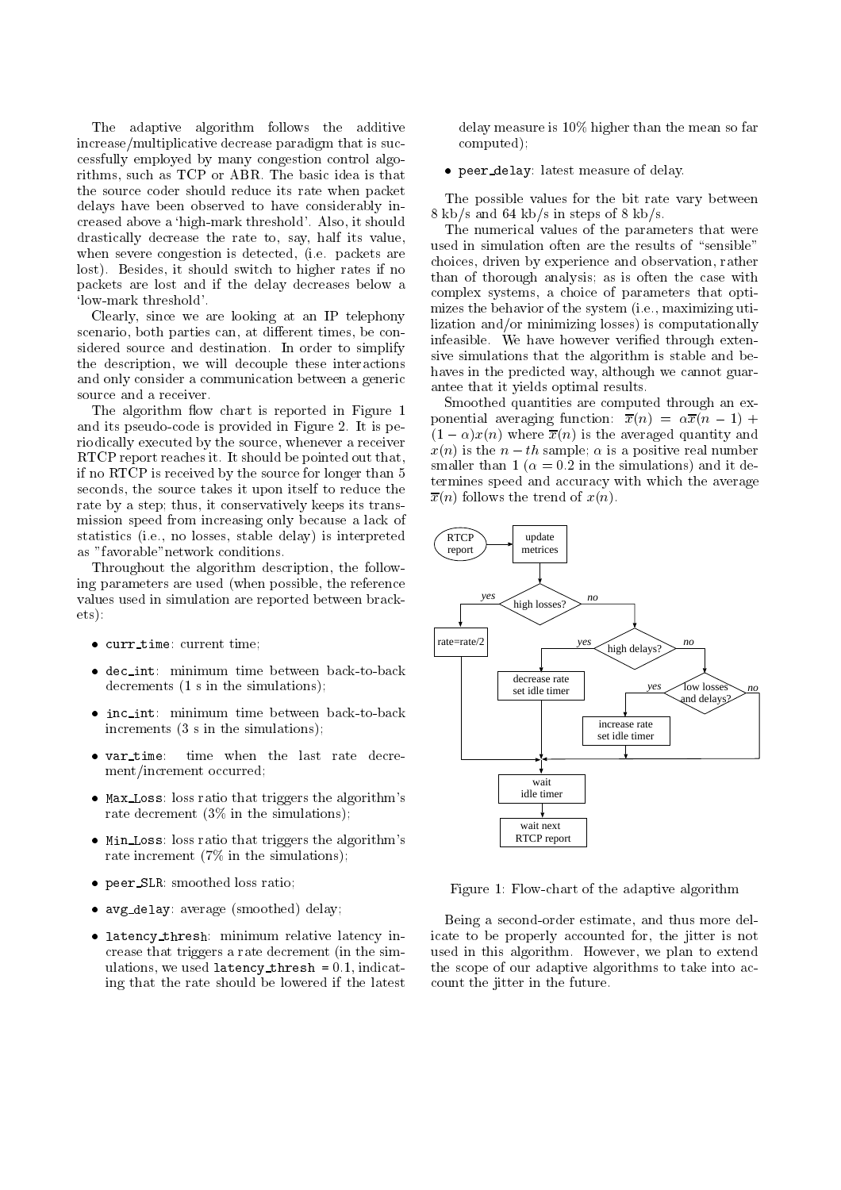The adaptive algorithm follows the additive increase/multiplicative decrease paradigm that is successfully employed by many congestion control algorithms, such as TCP or ABR. The basic idea is that the source coder should reduce its rate when packet delays have been observed to have considerably increased above a 'high-mark threshold'. Also, it should drastically decrease the rate to, say, half its value, when severe congestion is detected, (i.e. packets are lost). Besides, it should switch to higher rates if no packets are lost and if the delay decreases below a 'low-mark threshold'.

Clearly, since we are looking at an IP telephony scenario, both parties can, at different times, be considered source and destination. In order to simplify the description, we will decouple these interactions and only consider a communication between a generic source and a receiver.

The algorithm flow chart is reported in Figure 1 and its pseudo-code is provided in Figure 2. It is periodically executed by the source, whenever a receiver RTCP report reaches it. It should be pointed out that, if no RTCP is received by the source for longer than 5 seconds, the source takes it upon itself to reduce the rate by a step; thus, it conservatively keeps its transmission speed from increasing only because a lack of statistics (i.e., no losses, stable delay) is interpreted as "favorable"network conditions.

Throughout the algorithm description, the following parameters are used (when possible, the reference values used in simulation are reported between brackets):

- `curr_time`: current time;
- `dec_int`: minimum time between back-to-back decrements (1 s in the simulations);
- `inc_int`: minimum time between back-to-back increments (3 s in the simulations);
- `var_time`: time when the last rate decrement/increment occurred;
- `Max_Loss`: loss ratio that triggers the algorithm's rate decrement (3% in the simulations);
- `Min_Loss`: loss ratio that triggers the algorithm's rate increment (7% in the simulations);
- `peer_SLR`: smoothed loss ratio;
- `avg_delay`: average (smoothed) delay;
- `latency_thresh`: minimum relative latency increase that triggers a rate decrement (in the simulations, we used `latency_thresh` = 0.1, indicating that the rate should be lowered if the latest delay measure is 10% higher than the mean so far computed);
- `peer_delay`: latest measure of delay.

The possible values for the bit rate vary between 8 kb/s and 64 kb/s in steps of 8 kb/s.

The numerical values of the parameters that were used in simulation often are the results of "sensible" choices, driven by experience and observation, rather than of thorough analysis; as is often the case with complex systems, a choice of parameters that optimizes the behavior of the system (i.e., maximizing utilization and/or minimizing losses) is computationally infeasible. We have however verified through extensive simulations that the algorithm is stable and behaves in the predicted way, although we cannot guarantee that it yields optimal results.

Smoothed quantities are computed through an exponential averaging function: $\overline{x}(n) = \alpha\overline{x}(n-1) + (1-\alpha)x(n)$ where $\overline{x}(n)$ is the averaged quantity and $x(n)$ is the $n-th$ sample; $\alpha$ is a positive real number smaller than 1 ($\alpha = 0.2$ in the simulations) and it determines speed and accuracy with which the average $\overline{x}(n)$ follows the trend of $x(n)$.

RTCP report → update metrices → high losses? (yes: rate=rate/2; no: high delays? (yes: decrease rate, set idle timer; no: low losses and delays? (yes: increase rate, set idle timer; no))) → wait idle timer → wait next RTCP report

Figure 1: Flow-chart of the adaptive algorithm

Being a second-order estimate, and thus more delicate to be properly accounted for, the jitter is not used in this algorithm. However, we plan to extend the scope of our adaptive algorithms to take into account the jitter in the future.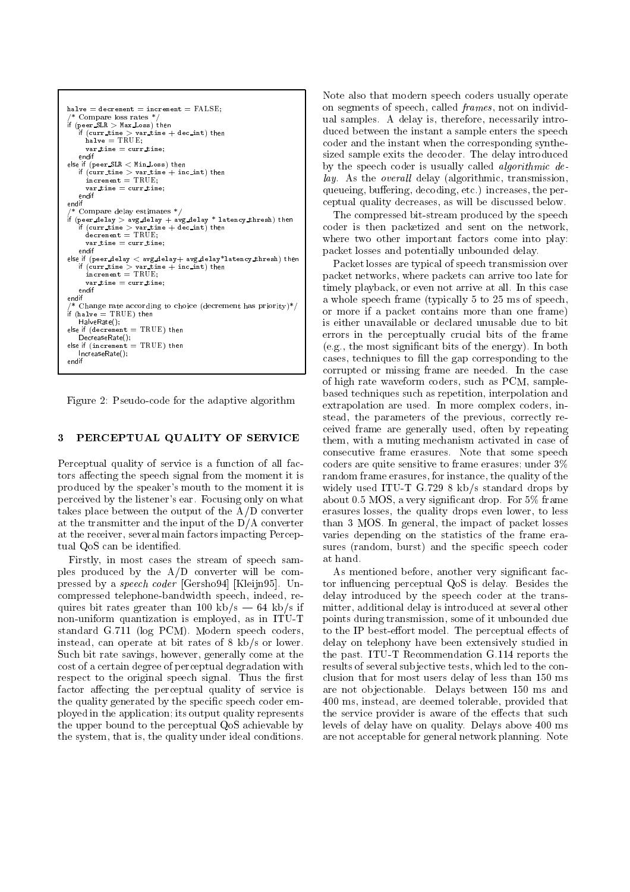```
halve = decrement = increment = FALSE;
/* Compare loss rates */
if (peer_SLR > Max_Loss) then
   if (curr_time > var_time + dec_int) then
      halve = TRUE;
      var_time = curr_time;
   endif
else if (peer_SLR < Min_Loss) then
   if (curr_time > var_time + inc_int) then
      increment = TRUE;
      var_time = curr_time;
   endif
endif
/* Compare delay estimates */
if (peer_delay > avg_delay + avg_delay * latency_thresh) then
   if (curr_time > var_time + dec_int) then
      decrement = TRUE;
      var_time = curr_time;
   endif
else if (peer_delay < avg_delay+ avg_delay*latency_thresh) then
   if (curr_time > var_time + inc_int) then
      increment = TRUE;
      var_time = curr_time;
   endif
endif
/* Change rate according to choice (decrement has priority)*/
if (halve = TRUE) then
   HalveRate();
else if (decrement = TRUE) then
   DecreaseRate();
else if (increment = TRUE) then
   IncreaseRate();
endif
```

Figure 2: Pseudo-code for the adaptive algorithm

## 3 PERCEPTUAL QUALITY OF SERVICE

Perceptual quality of service is a function of all factors affecting the speech signal from the moment it is produced by the speaker's mouth to the moment it is perceived by the listener's ear. Focusing only on what takes place between the output of the A/D converter at the transmitter and the input of the D/A converter at the receiver, several main factors impacting Perceptual QoS can be identified.

Firstly, in most cases the stream of speech samples produced by the A/D converter will be compressed by a *speech coder* [Gersho94] [Kleijn95]. Uncompressed telephone-bandwidth speech, indeed, requires bit rates greater than 100 kb/s — 64 kb/s if non-uniform quantization is employed, as in ITU-T standard G.711 (log PCM). Modern speech coders, instead, can operate at bit rates of 8 kb/s or lower. Such bit rate savings, however, generally come at the cost of a certain degree of perceptual degradation with respect to the original speech signal. Thus the first factor affecting the perceptual quality of service is the quality generated by the specific speech coder employed in the application; its output quality represents the upper bound to the perceptual QoS achievable by the system, that is, the quality under ideal conditions.

Note also that modern speech coders usually operate on segments of speech, called *frames*, not on individual samples. A delay is, therefore, necessarily introduced between the instant a sample enters the speech coder and the instant when the corresponding synthesized sample exits the decoder. The delay introduced by the speech coder is usually called *algorithmic delay*. As the *overall* delay (algorithmic, transmission, queueing, buffering, decoding, etc.) increases, the perceptual quality decreases, as will be discussed below.

The compressed bit-stream produced by the speech coder is then packetized and sent on the network, where two other important factors come into play: packet losses and potentially unbounded delay.

Packet losses are typical of speech transmission over packet networks, where packets can arrive too late for timely playback, or even not arrive at all. In this case a whole speech frame (typically 5 to 25 ms of speech, or more if a packet contains more than one frame) is either unavailable or declared unusable due to bit errors in the perceptually crucial bits of the frame (e.g., the most significant bits of the energy). In both cases, techniques to fill the gap corresponding to the corrupted or missing frame are needed. In the case of high rate waveform coders, such as PCM, sample-based techniques such as repetition, interpolation and extrapolation are used. In more complex coders, instead, the parameters of the previous, correctly received frame are generally used, often by repeating them, with a muting mechanism activated in case of consecutive frame erasures. Note that some speech coders are quite sensitive to frame erasures; under 3% random frame erasures, for instance, the quality of the widely used ITU-T G.729 8 kb/s standard drops by about 0.5 MOS, a very significant drop. For 5% frame erasures losses, the quality drops even lower, to less than 3 MOS. In general, the impact of packet losses varies depending on the statistics of the frame erasures (random, burst) and the specific speech coder at hand.

As mentioned before, another very significant factor influencing perceptual QoS is delay. Besides the delay introduced by the speech coder at the transmitter, additional delay is introduced at several other points during transmission, some of it unbounded due to the IP best-effort model. The perceptual effects of delay on telephony have been extensively studied in the past. ITU-T Recommendation G.114 reports the results of several subjective tests, which led to the conclusion that for most users delay of less than 150 ms are not objectionable. Delays between 150 ms and 400 ms, instead, are deemed tolerable, provided that the service provider is aware of the effects that such levels of delay have on quality. Delays above 400 ms are not acceptable for general network planning. Note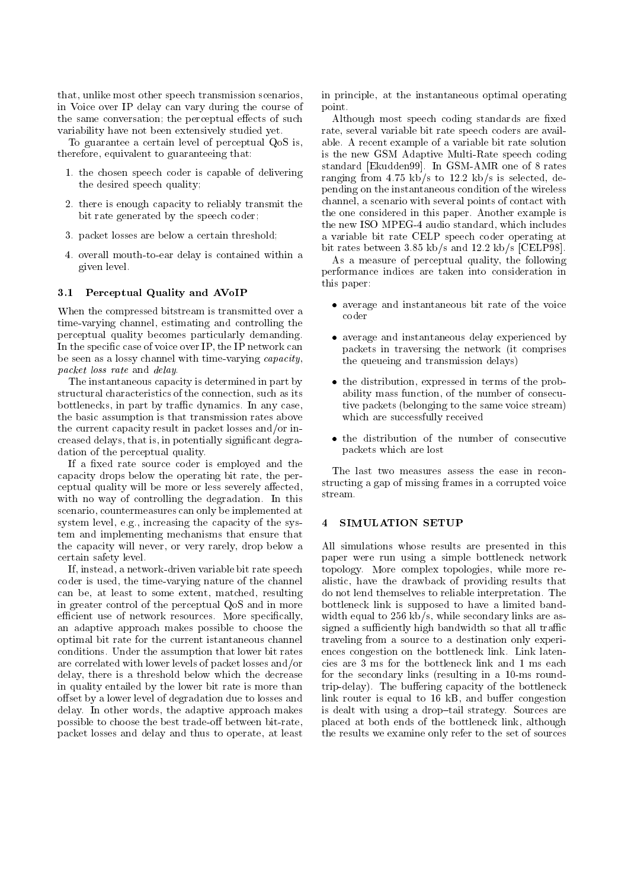that, unlike most other speech transmission scenarios, in Voice over IP delay can vary during the course of the same conversation; the perceptual effects of such variability have not been extensively studied yet.

To guarantee a certain level of perceptual QoS is, therefore, equivalent to guaranteeing that:

1. the chosen speech coder is capable of delivering the desired speech quality;
2. there is enough capacity to reliably transmit the bit rate generated by the speech coder;
3. packet losses are below a certain threshold;
4. overall mouth-to-ear delay is contained within a given level.

### 3.1 Perceptual Quality and AVoIP

When the compressed bitstream is transmitted over a time-varying channel, estimating and controlling the perceptual quality becomes particularly demanding. In the specific case of voice over IP, the IP network can be seen as a lossy channel with time-varying *capacity*, *packet loss rate* and *delay*.

The instantaneous capacity is determined in part by structural characteristics of the connection, such as its bottlenecks, in part by traffic dynamics. In any case, the basic assumption is that transmission rates above the current capacity result in packet losses and/or increased delays, that is, in potentially significant degradation of the perceptual quality.

If a fixed rate source coder is employed and the capacity drops below the operating bit rate, the perceptual quality will be more or less severely affected, with no way of controlling the degradation. In this scenario, countermeasures can only be implemented at system level, e.g., increasing the capacity of the system and implementing mechanisms that ensure that the capacity will never, or very rarely, drop below a certain safety level.

If, instead, a network-driven variable bit rate speech coder is used, the time-varying nature of the channel can be, at least to some extent, matched, resulting in greater control of the perceptual QoS and in more efficient use of network resources. More specifically, an adaptive approach makes possible to choose the optimal bit rate for the current istantaneous channel conditions. Under the assumption that lower bit rates are correlated with lower levels of packet losses and/or delay, there is a threshold below which the decrease in quality entailed by the lower bit rate is more than offset by a lower level of degradation due to losses and delay. In other words, the adaptive approach makes possible to choose the best trade-off between bit-rate, packet losses and delay and thus to operate, at least in principle, at the instantaneous optimal operating point.

Although most speech coding standards are fixed rate, several variable bit rate speech coders are available. A recent example of a variable bit rate solution is the new GSM Adaptive Multi-Rate speech coding standard [Ekudden99]. In GSM-AMR one of 8 rates ranging from 4.75 kb/s to 12.2 kb/s is selected, depending on the instantaneous condition of the wireless channel, a scenario with several points of contact with the one considered in this paper. Another example is the new ISO MPEG-4 audio standard, which includes a variable bit rate CELP speech coder operating at bit rates between 3.85 kb/s and 12.2 kb/s [CELP98].

As a measure of perceptual quality, the following performance indices are taken into consideration in this paper:

- average and instantaneous bit rate of the voice coder
- average and instantaneous delay experienced by packets in traversing the network (it comprises the queueing and transmission delays)
- the distribution, expressed in terms of the probability mass function, of the number of consecutive packets (belonging to the same voice stream) which are successfully received
- the distribution of the number of consecutive packets which are lost

The last two measures assess the ease in reconstructing a gap of missing frames in a corrupted voice stream.

## 4 SIMULATION SETUP

All simulations whose results are presented in this paper were run using a simple bottleneck network topology. More complex topologies, while more realistic, have the drawback of providing results that do not lend themselves to reliable interpretation. The bottleneck link is supposed to have a limited bandwidth equal to 256 kb/s, while secondary links are assigned a sufficiently high bandwidth so that all traffic traveling from a source to a destination only experiences congestion on the bottleneck link. Link latencies are 3 ms for the bottleneck link and 1 ms each for the secondary links (resulting in a 10-ms round-trip-delay). The buffering capacity of the bottleneck link router is equal to 16 kB, and buffer congestion is dealt with using a drop–tail strategy. Sources are placed at both ends of the bottleneck link, although the results we examine only refer to the set of sources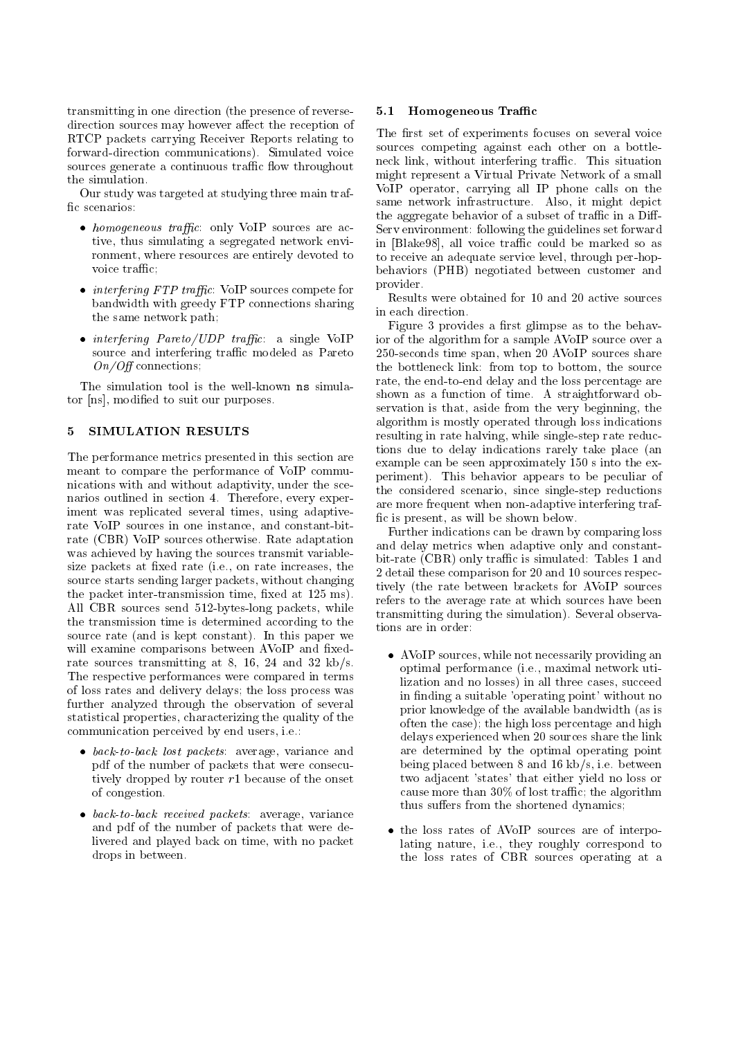transmitting in one direction (the presence of reverse-direction sources may however affect the reception of RTCP packets carrying Receiver Reports relating to forward-direction communications). Simulated voice sources generate a continuous traffic flow throughout the simulation.

Our study was targeted at studying three main traffic scenarios:

- *homogeneous traffic*: only VoIP sources are active, thus simulating a segregated network environment, where resources are entirely devoted to voice traffic;
- *interfering FTP traffic*: VoIP sources compete for bandwidth with greedy FTP connections sharing the same network path;
- *interfering Pareto/UDP traffic*: a single VoIP source and interfering traffic modeled as Pareto *On/Off* connections;

The simulation tool is the well-known `ns` simulator [ns], modified to suit our purposes.

## 5 SIMULATION RESULTS

The performance metrics presented in this section are meant to compare the performance of VoIP communications with and without adaptivity, under the scenarios outlined in section 4. Therefore, every experiment was replicated several times, using adaptive-rate VoIP sources in one instance, and constant-bit-rate (CBR) VoIP sources otherwise. Rate adaptation was achieved by having the sources transmit variable-size packets at fixed rate (i.e., on rate increases, the source starts sending larger packets, without changing the packet inter-transmission time, fixed at 125 ms). All CBR sources send 512-bytes-long packets, while the transmission time is determined according to the source rate (and is kept constant). In this paper we will examine comparisons between AVoIP and fixed-rate sources transmitting at 8, 16, 24 and 32 kb/s. The respective performances were compared in terms of loss rates and delivery delays; the loss process was further analyzed through the observation of several statistical properties, characterizing the quality of the communication perceived by end users, i.e.:

- *back-to-back lost packets*: average, variance and pdf of the number of packets that were consecutively dropped by router $r1$ because of the onset of congestion.
- *back-to-back received packets*: average, variance and pdf of the number of packets that were delivered and played back on time, with no packet drops in between.

### 5.1 Homogeneous Traffic

The first set of experiments focuses on several voice sources competing against each other on a bottleneck link, without interfering traffic. This situation might represent a Virtual Private Network of a small VoIP operator, carrying all IP phone calls on the same network infrastructure. Also, it might depict the aggregate behavior of a subset of traffic in a Diff-Serv environment: following the guidelines set forward in [Blake98], all voice traffic could be marked so as to receive an adequate service level, through per-hop-behaviors (PHB) negotiated between customer and provider.

Results were obtained for 10 and 20 active sources in each direction.

Figure 3 provides a first glimpse as to the behavior of the algorithm for a sample AVoIP source over a 250-seconds time span, when 20 AVoIP sources share the bottleneck link: from top to bottom, the source rate, the end-to-end delay and the loss percentage are shown as a function of time. A straightforward observation is that, aside from the very beginning, the algorithm is mostly operated through loss indications resulting in rate halving, while single-step rate reductions due to delay indications rarely take place (an example can be seen approximately 150 s into the experiment). This behavior appears to be peculiar of the considered scenario, since single-step reductions are more frequent when non-adaptive interfering traffic is present, as will be shown below.

Further indications can be drawn by comparing loss and delay metrics when adaptive only and constant-bit-rate (CBR) only traffic is simulated: Tables 1 and 2 detail these comparison for 20 and 10 sources respectively (the rate between brackets for AVoIP sources refers to the average rate at which sources have been transmitting during the simulation). Several observations are in order:

- AVoIP sources, while not necessarily providing an optimal performance (i.e., maximal network utilization and no losses) in all three cases, succeed in finding a suitable 'operating point' without no prior knowledge of the available bandwidth (as is often the case); the high loss percentage and high delays experienced when 20 sources share the link are determined by the optimal operating point being placed between 8 and 16 kb/s, i.e. between two adjacent 'states' that either yield no loss or cause more than 30% of lost traffic; the algorithm thus suffers from the shortened dynamics;
- the loss rates of AVoIP sources are of interpolating nature, i.e., they roughly correspond to the loss rates of CBR sources operating at a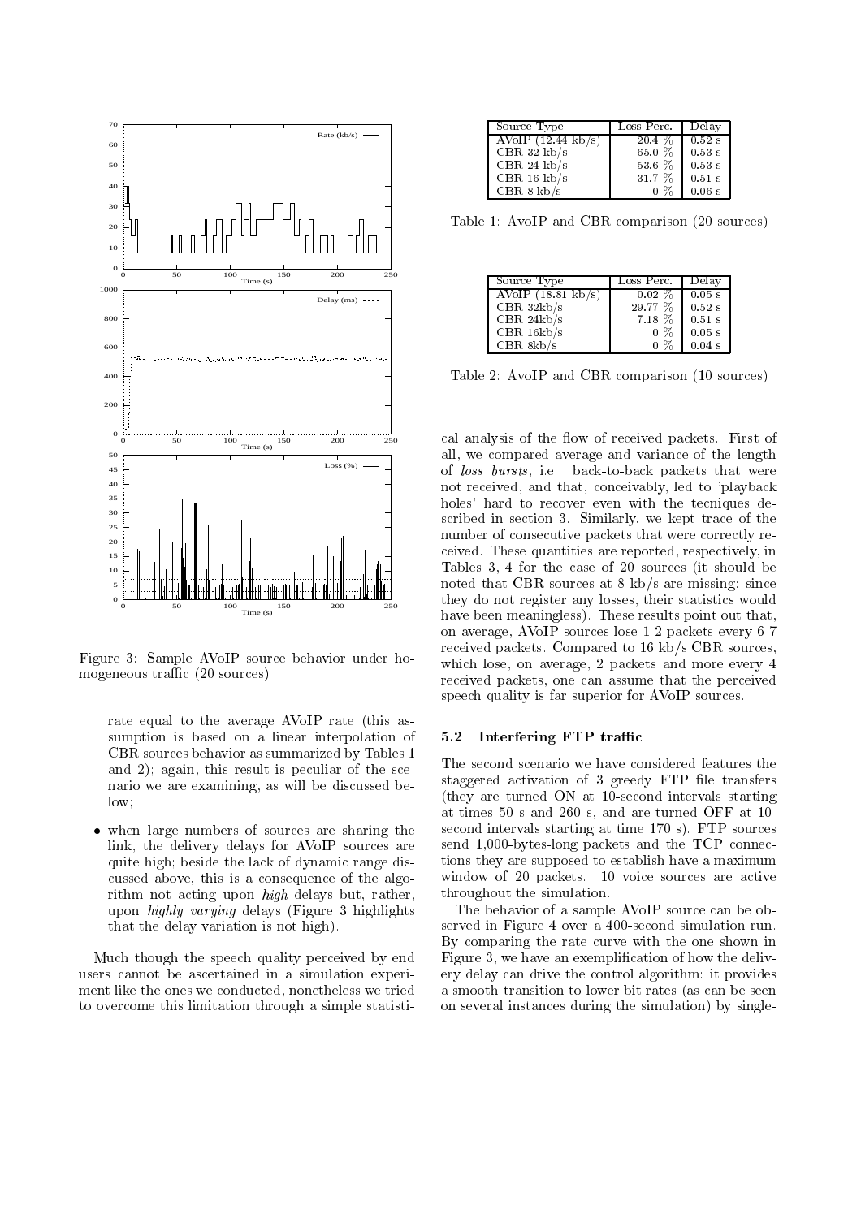Figure 3: Sample AVoIP source behavior under homogeneous traffic (20 sources)

rate equal to the average AVoIP rate (this assumption is based on a linear interpolation of CBR sources behavior as summarized by Tables 1 and 2); again, this result is peculiar of the scenario we are examining, as will be discussed below;

- when large numbers of sources are sharing the link, the delivery delays for AVoIP sources are quite high; beside the lack of dynamic range discussed above, this is a consequence of the algorithm not acting upon *high* delays but, rather, upon *highly varying* delays (Figure 3 highlights that the delay variation is not high).

Much though the speech quality perceived by end users cannot be ascertained in a simulation experiment like the ones we conducted, nonetheless we tried to overcome this limitation through a simple statistical analysis of the flow of received packets. First of all, we compared average and variance of the length of *loss bursts*, i.e. back-to-back packets that were not received, and that, conceivably, led to 'playback holes' hard to recover even with the tecniques described in section 3. Similarly, we kept trace of the number of consecutive packets that were correctly received. These quantities are reported, respectively, in Tables 3, 4 for the case of 20 sources (it should be noted that CBR sources at 8 kb/s are missing: since they do not register any losses, their statistics would have been meaningless). These results point out that, on average, AVoIP sources lose 1-2 packets every 6-7 received packets. Compared to 16 kb/s CBR sources, which lose, on average, 2 packets and more every 4 received packets, one can assume that the perceived speech quality is far superior for AVoIP sources.

| Source Type | Loss Perc. | Delay |
|---|---|---|
| AVoIP (12.44 kb/s) | 20.4 % | 0.52 s |
| CBR 32 kb/s | 65.0 % | 0.53 s |
| CBR 24 kb/s | 53.6 % | 0.53 s |
| CBR 16 kb/s | 31.7 % | 0.51 s |
| CBR 8 kb/s | 0 % | 0.06 s |

Table 1: AvoIP and CBR comparison (20 sources)

| Source Type | Loss Perc. | Delay |
|---|---|---|
| AVoIP (18.81 kb/s) | 0.02 % | 0.05 s |
| CBR 32kb/s | 29.77 % | 0.52 s |
| CBR 24kb/s | 7.18 % | 0.51 s |
| CBR 16kb/s | 0 % | 0.05 s |
| CBR 8kb/s | 0 % | 0.04 s |

Table 2: AvoIP and CBR comparison (10 sources)

### 5.2 Interfering FTP traffic

The second scenario we have considered features the staggered activation of 3 greedy FTP file transfers (they are turned ON at 10-second intervals starting at times 50 s and 260 s, and are turned OFF at 10-second intervals starting at time 170 s). FTP sources send 1,000-bytes-long packets and the TCP connections they are supposed to establish have a maximum window of 20 packets. 10 voice sources are active throughout the simulation.

The behavior of a sample AVoIP source can be observed in Figure 4 over a 400-second simulation run. By comparing the rate curve with the one shown in Figure 3, we have an exemplification of how the delivery delay can drive the control algorithm: it provides a smooth transition to lower bit rates (as can be seen on several instances during the simulation) by single-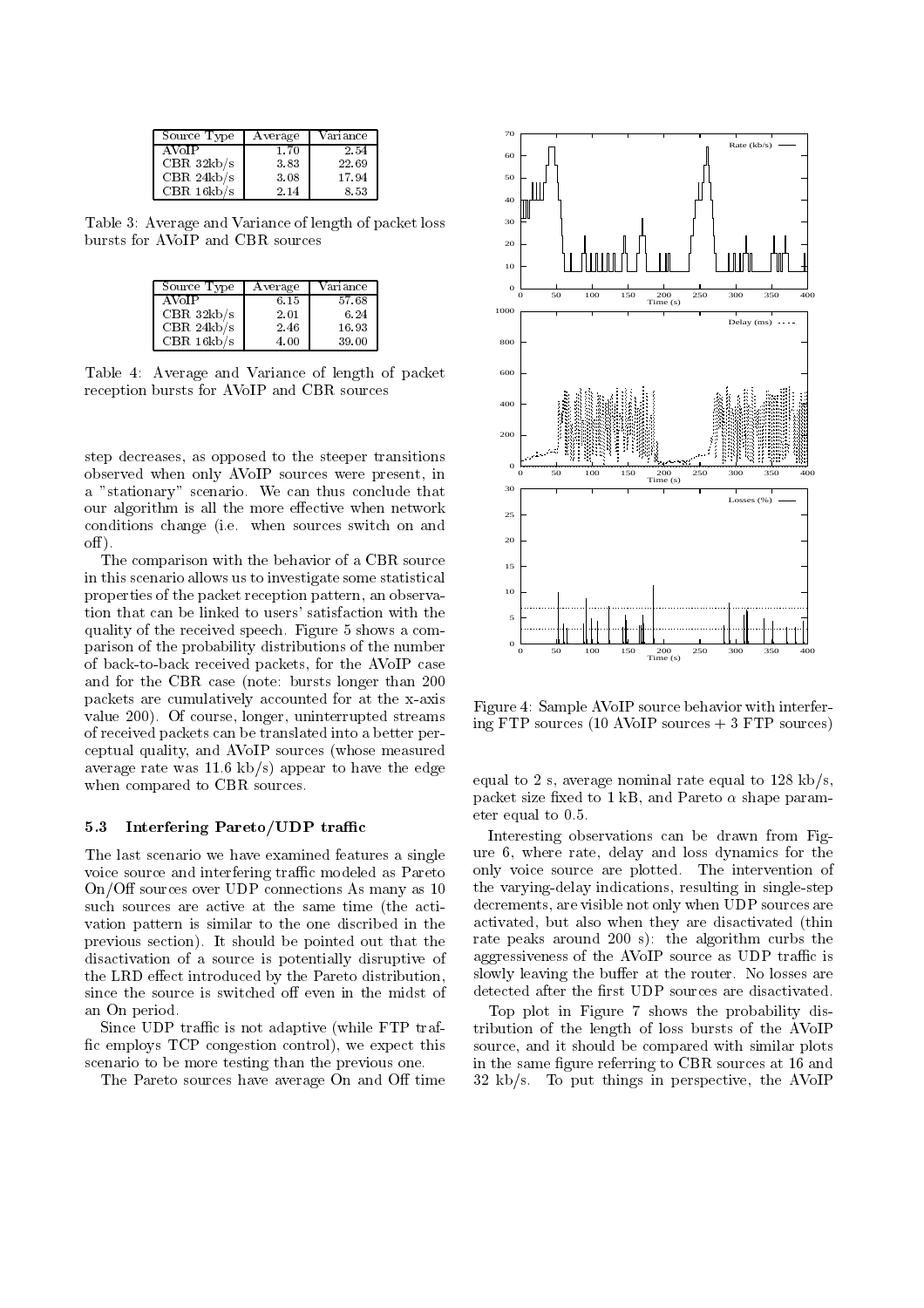| Source Type | Average | Variance |
|---|---|---|
| AVoIP | 1.70 | 2.54 |
| CBR 32kb/s | 3.83 | 22.69 |
| CBR 24kb/s | 3.08 | 17.94 |
| CBR 16kb/s | 2.14 | 8.53 |

Table 3: Average and Variance of length of packet loss bursts for AVoIP and CBR sources

| Source Type | Average | Variance |
|---|---|---|
| AVoIP | 6.15 | 57.68 |
| CBR 32kb/s | 2.01 | 6.24 |
| CBR 24kb/s | 2.46 | 16.93 |
| CBR 16kb/s | 4.00 | 39.00 |

Table 4: Average and Variance of length of packet reception bursts for AVoIP and CBR sources

step decreases, as opposed to the steeper transitions observed when only AVoIP sources were present, in a "stationary" scenario. We can thus conclude that our algorithm is all the more effective when network conditions change (i.e. when sources switch on and off).

The comparison with the behavior of a CBR source in this scenario allows us to investigate some statistical properties of the packet reception pattern, an observation that can be linked to users' satisfaction with the quality of the received speech. Figure 5 shows a comparison of the probability distributions of the number of back-to-back received packets, for the AVoIP case and for the CBR case (note: bursts longer than 200 packets are cumulatively accounted for at the x-axis value 200). Of course, longer, uninterrupted streams of received packets can be translated into a better perceptual quality, and AVoIP sources (whose measured average rate was 11.6 kb/s) appear to have the edge when compared to CBR sources.

### 5.3 Interfering Pareto/UDP traffic

The last scenario we have examined features a single voice source and interfering traffic modeled as Pareto On/Off sources over UDP connections As many as 10 such sources are active at the same time (the activation pattern is similar to the one discribed in the previous section). It should be pointed out that the disactivation of a source is potentially disruptive of the LRD effect introduced by the Pareto distribution, since the source is switched off even in the midst of an On period.

Since UDP traffic is not adaptive (while FTP traffic employs TCP congestion control), we expect this scenario to be more testing than the previous one.

The Pareto sources have average On and Off time equal to 2 s, average nominal rate equal to 128 kb/s, packet size fixed to 1 kB, and Pareto $\alpha$ shape parameter equal to 0.5.

Figure 4: Sample AVoIP source behavior with interfering FTP sources (10 AVoIP sources + 3 FTP sources)

Interesting observations can be drawn from Figure 6, where rate, delay and loss dynamics for the only voice source are plotted. The intervention of the varying-delay indications, resulting in single-step decrements, are visible not only when UDP sources are activated, but also when they are disactivated (thin rate peaks around 200 s): the algorithm curbs the aggressiveness of the AVoIP source as UDP traffic is slowly leaving the buffer at the router. No losses are detected after the first UDP sources are disactivated.

Top plot in Figure 7 shows the probability distribution of the length of loss bursts of the AVoIP source, and it should be compared with similar plots in the same figure referring to CBR sources at 16 and 32 kb/s. To put things in perspective, the AVoIP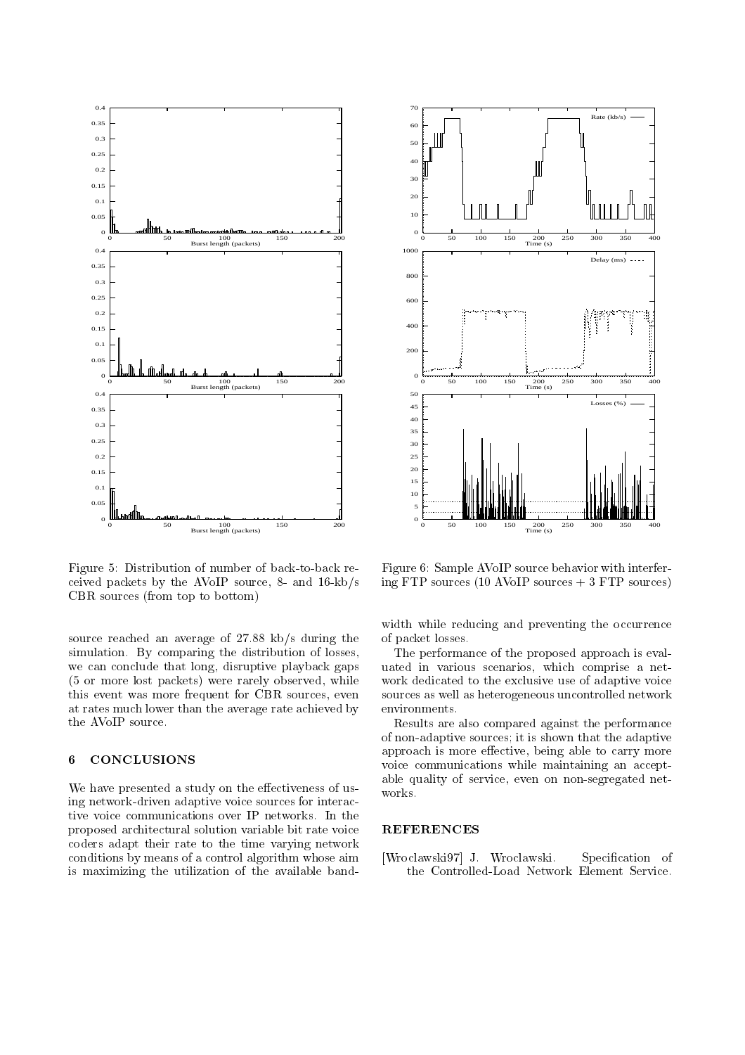Figure 5: Distribution of number of back-to-back received packets by the AVoIP source, 8- and 16-kb/s CBR sources (from top to bottom)

Figure 6: Sample AVoIP source behavior with interfering FTP sources (10 AVoIP sources + 3 FTP sources)

source reached an average of 27.88 kb/s during the simulation. By comparing the distribution of losses, we can conclude that long, disruptive playback gaps (5 or more lost packets) were rarely observed, while this event was more frequent for CBR sources, even at rates much lower than the average rate achieved by the AVoIP source.

## 6 CONCLUSIONS

We have presented a study on the effectiveness of using network-driven adaptive voice sources for interactive voice communications over IP networks. In the proposed architectural solution variable bit rate voice coders adapt their rate to the time varying network conditions by means of a control algorithm whose aim is maximizing the utilization of the available bandwidth while reducing and preventing the occurrence of packet losses.

The performance of the proposed approach is evaluated in various scenarios, which comprise a network dedicated to the exclusive use of adaptive voice sources as well as heterogeneous uncontrolled network environments.

Results are also compared against the performance of non-adaptive sources; it is shown that the adaptive approach is more effective, being able to carry more voice communications while maintaining an acceptable quality of service, even on non-segregated networks.

## REFERENCES

[Wroclawski97] J. Wroclawski. Specification of the Controlled-Load Network Element Service.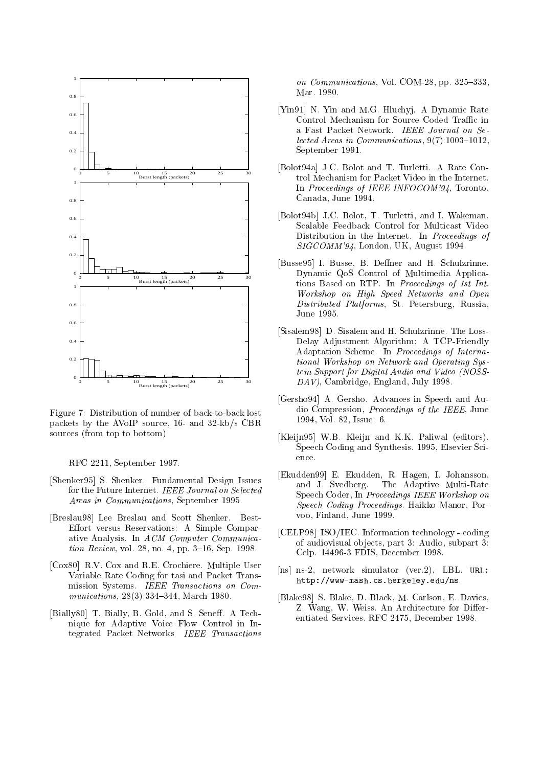1

0.8

0.6

0.4

0.2

0

0 5 10 15 20 25 30

Burst length (packets)

1

0.8

0.6

0.4

0.2

0

0 5 10 15 20 25 30

Burst length (packets)

1

0.8

0.6

0.4

0.2

0

0 5 10 15 20 25 30

Burst length (packets)

Figure 7: Distribution of number of back-to-back lost packets by the AVoIP source, 16- and 32-kb/s CBR sources (from top to bottom)

RFC 2211, September 1997.

[Shenker95] S. Shenker. Fundamental Design Issues for the Future Internet. *IEEE Journal on Selected Areas in Communications*, September 1995.

[Breslau98] Lee Breslau and Scott Shenker. Best-Effort versus Reservations: A Simple Comparative Analysis. In *ACM Computer Communication Review*, vol. 28, no. 4, pp. 3–16, Sep. 1998.

[Cox80] R.V. Cox and R.E. Crochiere. Multiple User Variable Rate Coding for tasi and Packet Transmission Systems. *IEEE Transactions on Communications*, 28(3):334–344, March 1980.

[Bially80] T. Bially, B. Gold, and S. Seneff. A Technique for Adaptive Voice Flow Control in Integrated Packet Networks *IEEE Transactions on Communications*, Vol. COM-28, pp. 325–333, Mar. 1980.

[Yin91] N. Yin and M.G. Hluchyj. A Dynamic Rate Control Mechanism for Source Coded Traffic in a Fast Packet Network. *IEEE Journal on Selected Areas in Communications*, 9(7):1003–1012, September 1991.

[Bolot94a] J.C. Bolot and T. Turletti. A Rate Control Mechanism for Packet Video in the Internet. In *Proceedings of IEEE INFOCOM'94*, Toronto, Canada, June 1994.

[Bolot94b] J.C. Bolot, T. Turletti, and I. Wakeman. Scalable Feedback Control for Multicast Video Distribution in the Internet. In *Proceedings of SIGCOMM'94*, London, UK, August 1994.

[Busse95] I. Busse, B. Deffner and H. Schulzrinne. Dynamic QoS Control of Multimedia Applications Based on RTP. In *Proceedings of 1st Int. Workshop on High Speed Networks and Open Distributed Platforms*, St. Petersburg, Russia, June 1995.

[Sisalem98] D. Sisalem and H. Schulzrinne. The Loss-Delay Adjustment Algorithm: A TCP-Friendly Adaptation Scheme. In *Proceedings of International Workshop on Network and Operating System Support for Digital Audio and Video (NOSSDAV)*, Cambridge, England, July 1998.

[Gersho94] A. Gersho. Advances in Speech and Audio Compression, *Proceedings of the IEEE*, June 1994, Vol. 82, Issue: 6.

[Kleijn95] W.B. Kleijn and K.K. Paliwal (editors). Speech Coding and Synthesis. 1995, Elsevier Science.

[Ekudden99] E. Ekudden, R. Hagen, I. Johansson, and J. Svedberg. The Adaptive Multi-Rate Speech Coder, In *Proceedings IEEE Workshop on Speech Coding Proceedings*. Haikko Manor, Porvoo, Finland, June 1999.

[CELP98] ISO/IEC. Information technology - coding of audiovisual objects, part 3: Audio, subpart 3: Celp. 14496-3 FDIS, December 1998.

[ns] ns-2, network simulator (ver.2), LBL. URL: http://www-mash.cs.berkeley.edu/ns.

[Blake98] S. Blake, D. Black, M. Carlson, E. Davies, Z. Wang, W. Weiss. An Architecture for Differentiated Services. RFC 2475, December 1998.